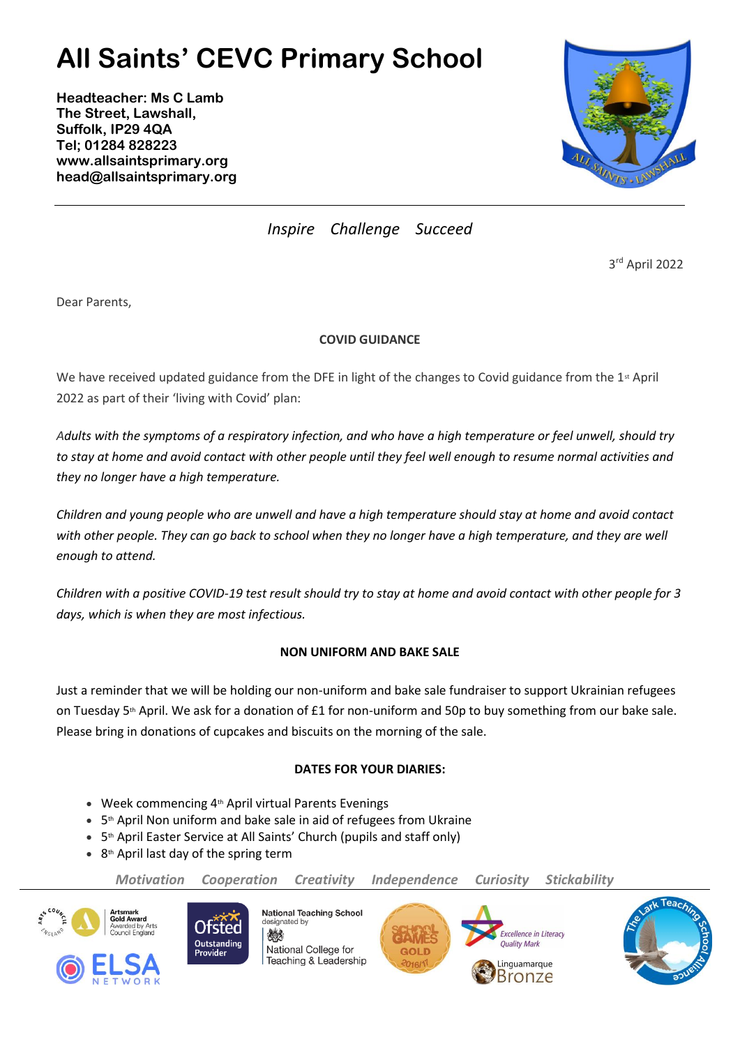# All Saints' CEVC Primary School

**Headteacher: Ms C Lamb**
**The Street, Lawshall,**
**Suffolk, IP29 4QA**
**Tel; 01284 828223**
**www.allsaintsprimary.org**
**head@allsaintsprimary.org**

*Inspire Challenge Succeed*

3rd April 2022

Dear Parents,

**COVID GUIDANCE**

We have received updated guidance from the DFE in light of the changes to Covid guidance from the 1st April 2022 as part of their 'living with Covid' plan:

*Adults with the symptoms of a respiratory infection, and who have a high temperature or feel unwell, should try to stay at home and avoid contact with other people until they feel well enough to resume normal activities and they no longer have a high temperature.*

*Children and young people who are unwell and have a high temperature should stay at home and avoid contact with other people. They can go back to school when they no longer have a high temperature, and they are well enough to attend.*

*Children with a positive COVID-19 test result should try to stay at home and avoid contact with other people for 3 days, which is when they are most infectious.*

**NON UNIFORM AND BAKE SALE**

Just a reminder that we will be holding our non-uniform and bake sale fundraiser to support Ukrainian refugees on Tuesday 5th April. We ask for a donation of £1 for non-uniform and 50p to buy something from our bake sale. Please bring in donations of cupcakes and biscuits on the morning of the sale.

**DATES FOR YOUR DIARIES:**

- Week commencing 4th April virtual Parents Evenings
- 5th April Non uniform and bake sale in aid of refugees from Ukraine
- 5th April Easter Service at All Saints' Church (pupils and staff only)
- 8th April last day of the spring term

*Motivation Cooperation Creativity Independence Curiosity Stickability*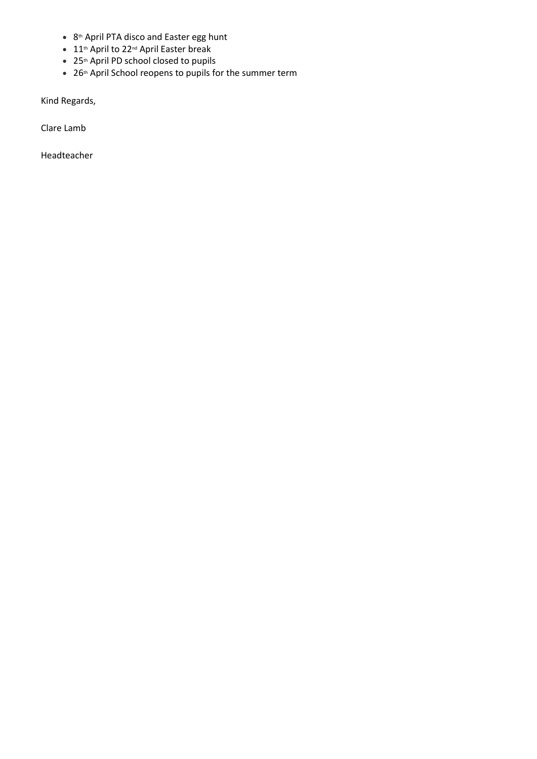- 8th April PTA disco and Easter egg hunt
- 11th April to 22nd April Easter break
- 25th April PD school closed to pupils
- 26th April School reopens to pupils for the summer term

Kind Regards,

Clare Lamb

Headteacher